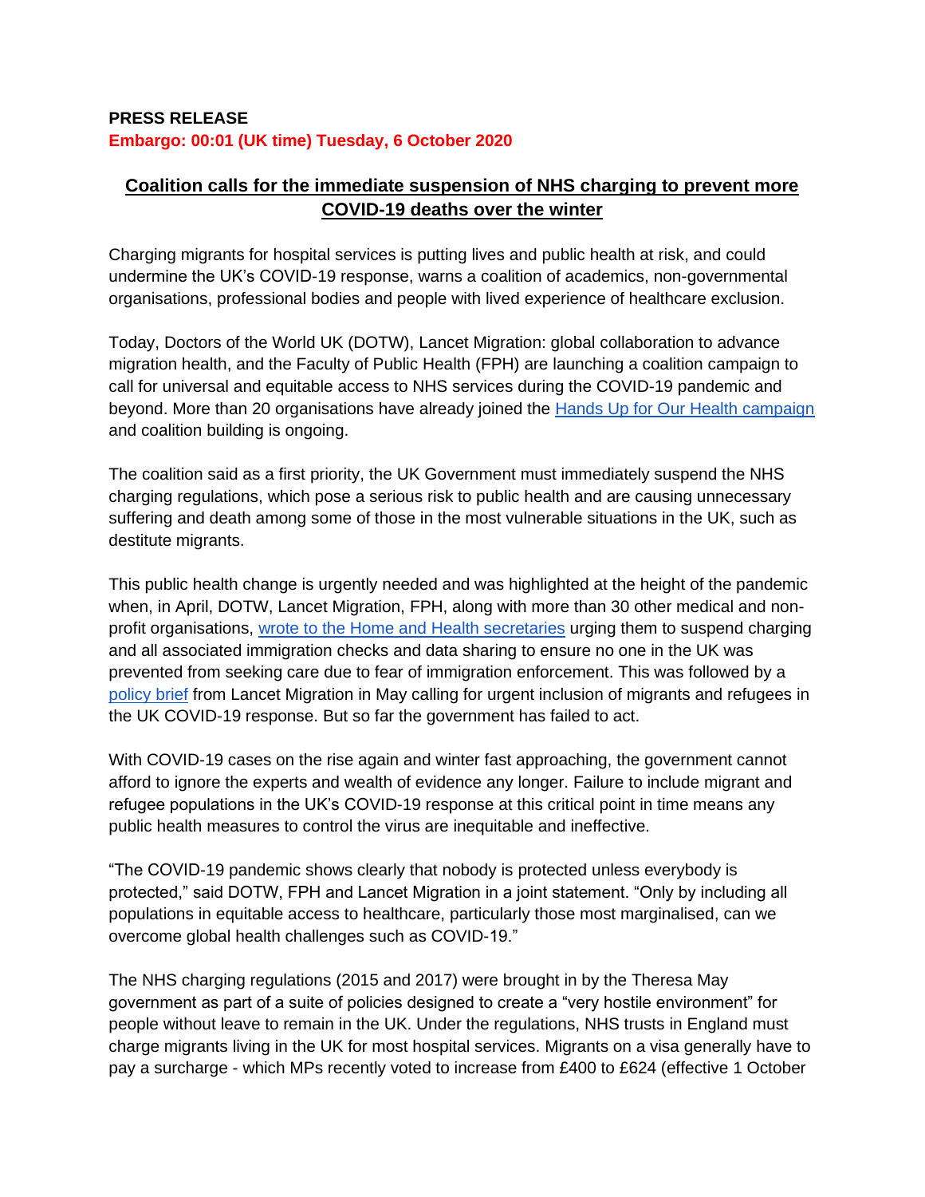**PRESS RELEASE**

**Embargo: 00:01 (UK time) Tuesday, 6 October 2020**

# Coalition calls for the immediate suspension of NHS charging to prevent more COVID-19 deaths over the winter

Charging migrants for hospital services is putting lives and public health at risk, and could undermine the UK's COVID-19 response, warns a coalition of academics, non-governmental organisations, professional bodies and people with lived experience of healthcare exclusion.

Today, Doctors of the World UK (DOTW), Lancet Migration: global collaboration to advance migration health, and the Faculty of Public Health (FPH) are launching a coalition campaign to call for universal and equitable access to NHS services during the COVID-19 pandemic and beyond. More than 20 organisations have already joined the Hands Up for Our Health campaign and coalition building is ongoing.

The coalition said as a first priority, the UK Government must immediately suspend the NHS charging regulations, which pose a serious risk to public health and are causing unnecessary suffering and death among some of those in the most vulnerable situations in the UK, such as destitute migrants.

This public health change is urgently needed and was highlighted at the height of the pandemic when, in April, DOTW, Lancet Migration, FPH, along with more than 30 other medical and non-profit organisations, wrote to the Home and Health secretaries urging them to suspend charging and all associated immigration checks and data sharing to ensure no one in the UK was prevented from seeking care due to fear of immigration enforcement. This was followed by a policy brief from Lancet Migration in May calling for urgent inclusion of migrants and refugees in the UK COVID-19 response. But so far the government has failed to act.

With COVID-19 cases on the rise again and winter fast approaching, the government cannot afford to ignore the experts and wealth of evidence any longer. Failure to include migrant and refugee populations in the UK's COVID-19 response at this critical point in time means any public health measures to control the virus are inequitable and ineffective.

"The COVID-19 pandemic shows clearly that nobody is protected unless everybody is protected," said DOTW, FPH and Lancet Migration in a joint statement. "Only by including all populations in equitable access to healthcare, particularly those most marginalised, can we overcome global health challenges such as COVID-19."

The NHS charging regulations (2015 and 2017) were brought in by the Theresa May government as part of a suite of policies designed to create a "very hostile environment" for people without leave to remain in the UK. Under the regulations, NHS trusts in England must charge migrants living in the UK for most hospital services. Migrants on a visa generally have to pay a surcharge - which MPs recently voted to increase from £400 to £624 (effective 1 October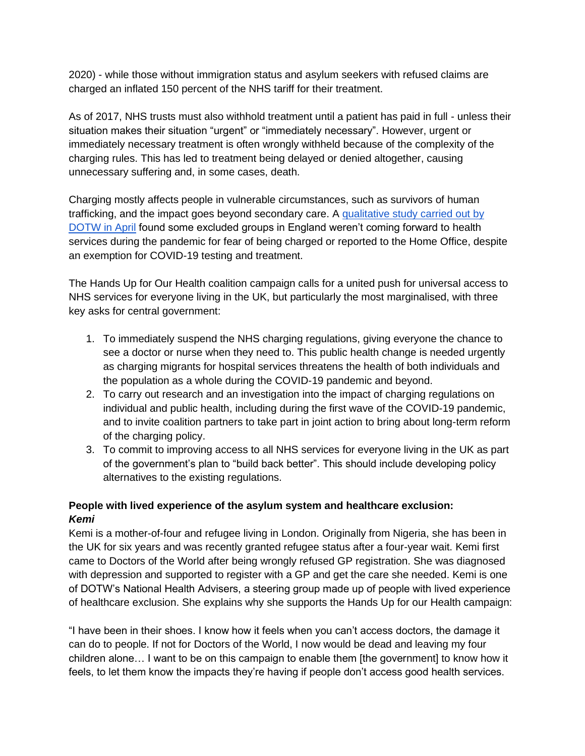2020) - while those without immigration status and asylum seekers with refused claims are charged an inflated 150 percent of the NHS tariff for their treatment.

As of 2017, NHS trusts must also withhold treatment until a patient has paid in full - unless their situation makes their situation "urgent" or "immediately necessary". However, urgent or immediately necessary treatment is often wrongly withheld because of the complexity of the charging rules. This has led to treatment being delayed or denied altogether, causing unnecessary suffering and, in some cases, death.

Charging mostly affects people in vulnerable circumstances, such as survivors of human trafficking, and the impact goes beyond secondary care. A [qualitative study carried out by DOTW in April]() found some excluded groups in England weren't coming forward to health services during the pandemic for fear of being charged or reported to the Home Office, despite an exemption for COVID-19 testing and treatment.

The Hands Up for Our Health coalition campaign calls for a united push for universal access to NHS services for everyone living in the UK, but particularly the most marginalised, with three key asks for central government:

1. To immediately suspend the NHS charging regulations, giving everyone the chance to see a doctor or nurse when they need to. This public health change is needed urgently as charging migrants for hospital services threatens the health of both individuals and the population as a whole during the COVID-19 pandemic and beyond.
2. To carry out research and an investigation into the impact of charging regulations on individual and public health, including during the first wave of the COVID-19 pandemic, and to invite coalition partners to take part in joint action to bring about long-term reform of the charging policy.
3. To commit to improving access to all NHS services for everyone living in the UK as part of the government's plan to "build back better". This should include developing policy alternatives to the existing regulations.

**People with lived experience of the asylum system and healthcare exclusion:**
***Kemi***

Kemi is a mother-of-four and refugee living in London. Originally from Nigeria, she has been in the UK for six years and was recently granted refugee status after a four-year wait. Kemi first came to Doctors of the World after being wrongly refused GP registration. She was diagnosed with depression and supported to register with a GP and get the care she needed. Kemi is one of DOTW's National Health Advisers, a steering group made up of people with lived experience of healthcare exclusion. She explains why she supports the Hands Up for our Health campaign:

"I have been in their shoes. I know how it feels when you can't access doctors, the damage it can do to people. If not for Doctors of the World, I now would be dead and leaving my four children alone… I want to be on this campaign to enable them [the government] to know how it feels, to let them know the impacts they're having if people don't access good health services.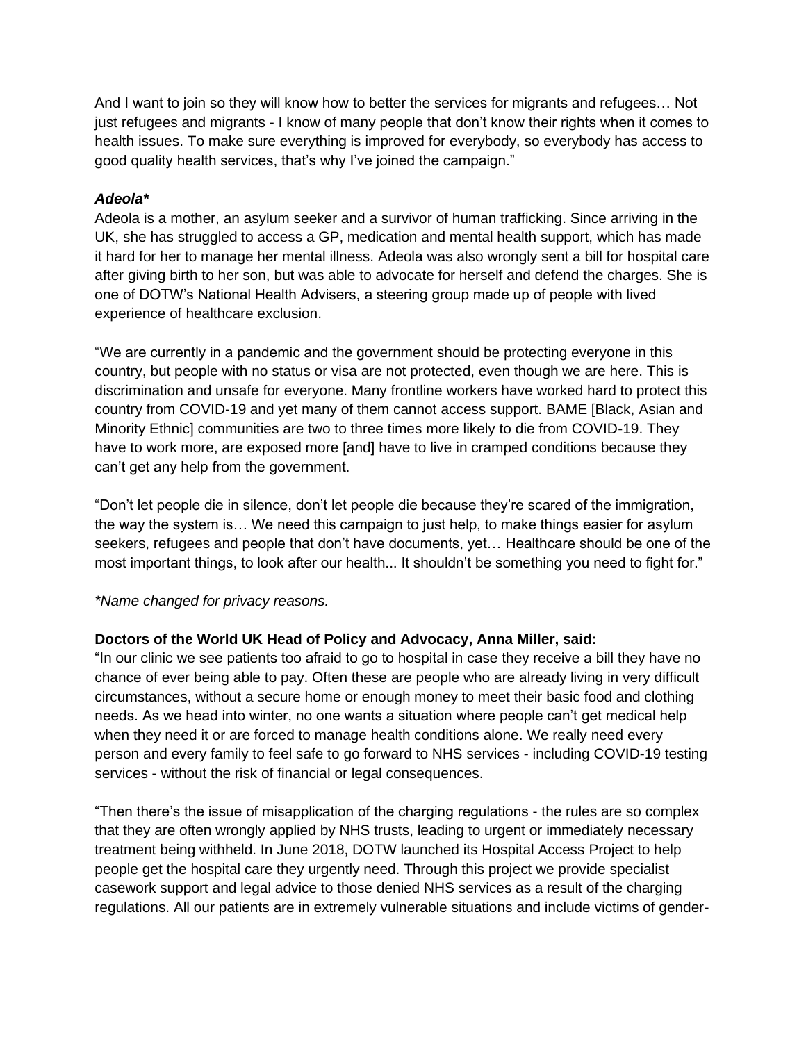And I want to join so they will know how to better the services for migrants and refugees… Not just refugees and migrants - I know of many people that don't know their rights when it comes to health issues. To make sure everything is improved for everybody, so everybody has access to good quality health services, that's why I've joined the campaign."

***Adeola****

Adeola is a mother, an asylum seeker and a survivor of human trafficking. Since arriving in the UK, she has struggled to access a GP, medication and mental health support, which has made it hard for her to manage her mental illness. Adeola was also wrongly sent a bill for hospital care after giving birth to her son, but was able to advocate for herself and defend the charges. She is one of DOTW's National Health Advisers, a steering group made up of people with lived experience of healthcare exclusion.

"We are currently in a pandemic and the government should be protecting everyone in this country, but people with no status or visa are not protected, even though we are here. This is discrimination and unsafe for everyone. Many frontline workers have worked hard to protect this country from COVID-19 and yet many of them cannot access support. BAME [Black, Asian and Minority Ethnic] communities are two to three times more likely to die from COVID-19. They have to work more, are exposed more [and] have to live in cramped conditions because they can't get any help from the government.

"Don't let people die in silence, don't let people die because they're scared of the immigration, the way the system is… We need this campaign to just help, to make things easier for asylum seekers, refugees and people that don't have documents, yet… Healthcare should be one of the most important things, to look after our health... It shouldn't be something you need to fight for."

*\*Name changed for privacy reasons.*

**Doctors of the World UK Head of Policy and Advocacy, Anna Miller, said:**

"In our clinic we see patients too afraid to go to hospital in case they receive a bill they have no chance of ever being able to pay. Often these are people who are already living in very difficult circumstances, without a secure home or enough money to meet their basic food and clothing needs. As we head into winter, no one wants a situation where people can't get medical help when they need it or are forced to manage health conditions alone. We really need every person and every family to feel safe to go forward to NHS services - including COVID-19 testing services - without the risk of financial or legal consequences.

"Then there's the issue of misapplication of the charging regulations - the rules are so complex that they are often wrongly applied by NHS trusts, leading to urgent or immediately necessary treatment being withheld. In June 2018, DOTW launched its Hospital Access Project to help people get the hospital care they urgently need. Through this project we provide specialist casework support and legal advice to those denied NHS services as a result of the charging regulations. All our patients are in extremely vulnerable situations and include victims of gender-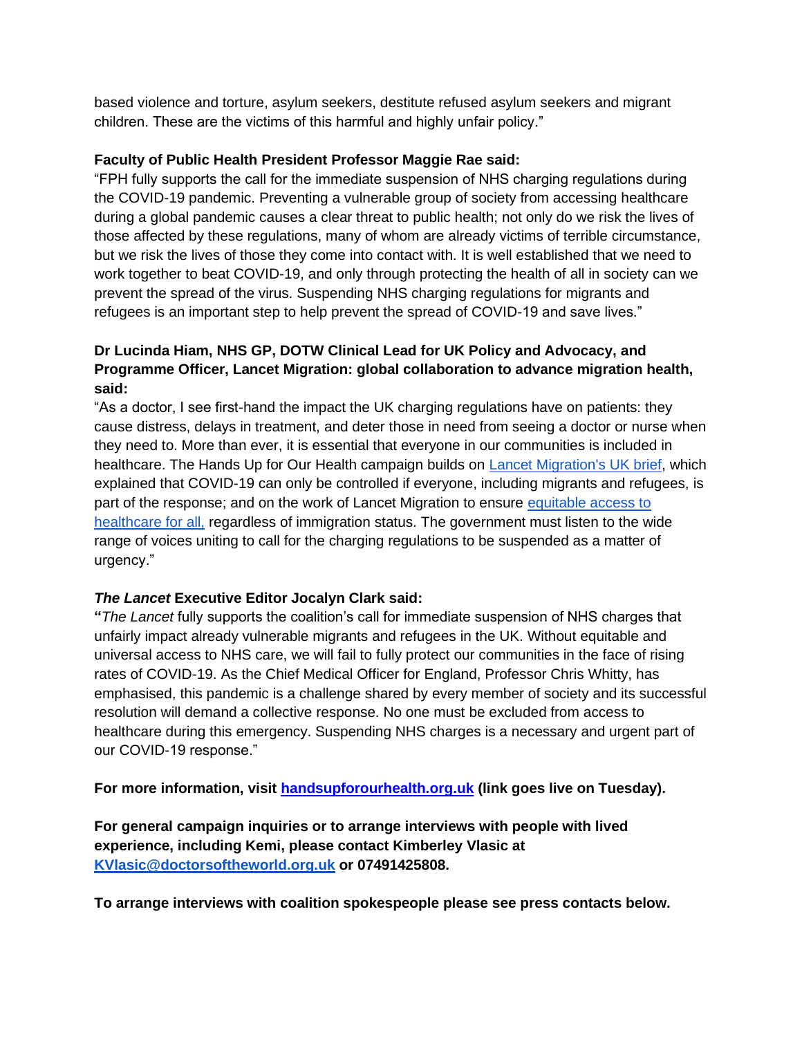based violence and torture, asylum seekers, destitute refused asylum seekers and migrant children. These are the victims of this harmful and highly unfair policy."

**Faculty of Public Health President Professor Maggie Rae said:**
"FPH fully supports the call for the immediate suspension of NHS charging regulations during the COVID-19 pandemic. Preventing a vulnerable group of society from accessing healthcare during a global pandemic causes a clear threat to public health; not only do we risk the lives of those affected by these regulations, many of whom are already victims of terrible circumstance, but we risk the lives of those they come into contact with. It is well established that we need to work together to beat COVID-19, and only through protecting the health of all in society can we prevent the spread of the virus. Suspending NHS charging regulations for migrants and refugees is an important step to help prevent the spread of COVID-19 and save lives."

**Dr Lucinda Hiam, NHS GP, DOTW Clinical Lead for UK Policy and Advocacy, and Programme Officer, Lancet Migration: global collaboration to advance migration health, said:**
"As a doctor, I see first-hand the impact the UK charging regulations have on patients: they cause distress, delays in treatment, and deter those in need from seeing a doctor or nurse when they need to. More than ever, it is essential that everyone in our communities is included in healthcare. The Hands Up for Our Health campaign builds on Lancet Migration's UK brief, which explained that COVID-19 can only be controlled if everyone, including migrants and refugees, is part of the response; and on the work of Lancet Migration to ensure equitable access to healthcare for all, regardless of immigration status. The government must listen to the wide range of voices uniting to call for the charging regulations to be suspended as a matter of urgency."

***The Lancet* Executive Editor Jocalyn Clark said:**
"*The Lancet* fully supports the coalition's call for immediate suspension of NHS charges that unfairly impact already vulnerable migrants and refugees in the UK. Without equitable and universal access to NHS care, we will fail to fully protect our communities in the face of rising rates of COVID-19. As the Chief Medical Officer for England, Professor Chris Whitty, has emphasised, this pandemic is a challenge shared by every member of society and its successful resolution will demand a collective response. No one must be excluded from access to healthcare during this emergency. Suspending NHS charges is a necessary and urgent part of our COVID-19 response."

**For more information, visit handsupforourhealth.org.uk (link goes live on Tuesday).**

**For general campaign inquiries or to arrange interviews with people with lived experience, including Kemi, please contact Kimberley Vlasic at KVlasic@doctorsoftheworld.org.uk or 07491425808.**

**To arrange interviews with coalition spokespeople please see press contacts below.**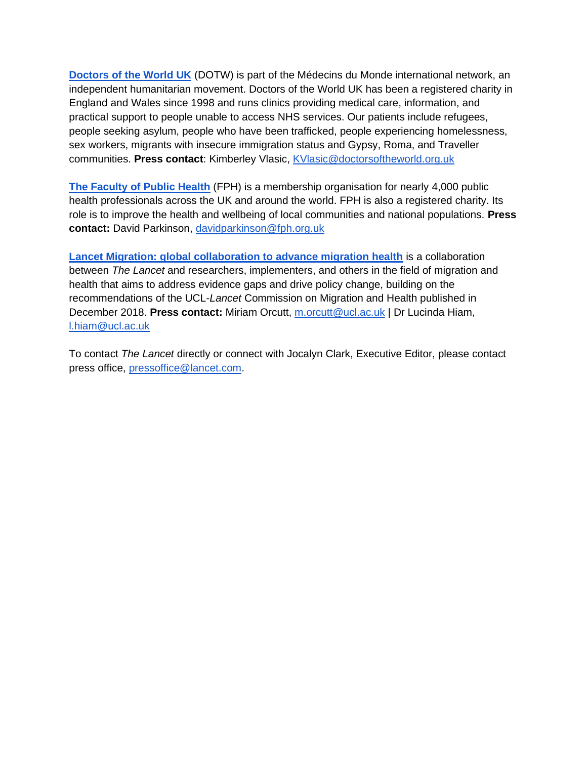**Doctors of the World UK** (DOTW) is part of the Médecins du Monde international network, an independent humanitarian movement. Doctors of the World UK has been a registered charity in England and Wales since 1998 and runs clinics providing medical care, information, and practical support to people unable to access NHS services. Our patients include refugees, people seeking asylum, people who have been trafficked, people experiencing homelessness, sex workers, migrants with insecure immigration status and Gypsy, Roma, and Traveller communities. **Press contact**: Kimberley Vlasic, KVlasic@doctorsoftheworld.org.uk

**The Faculty of Public Health** (FPH) is a membership organisation for nearly 4,000 public health professionals across the UK and around the world. FPH is also a registered charity. Its role is to improve the health and wellbeing of local communities and national populations. **Press contact:** David Parkinson, davidparkinson@fph.org.uk

**Lancet Migration: global collaboration to advance migration health** is a collaboration between *The Lancet* and researchers, implementers, and others in the field of migration and health that aims to address evidence gaps and drive policy change, building on the recommendations of the UCL-*Lancet* Commission on Migration and Health published in December 2018. **Press contact:** Miriam Orcutt, m.orcutt@ucl.ac.uk | Dr Lucinda Hiam, l.hiam@ucl.ac.uk

To contact *The Lancet* directly or connect with Jocalyn Clark, Executive Editor, please contact press office, pressoffice@lancet.com.